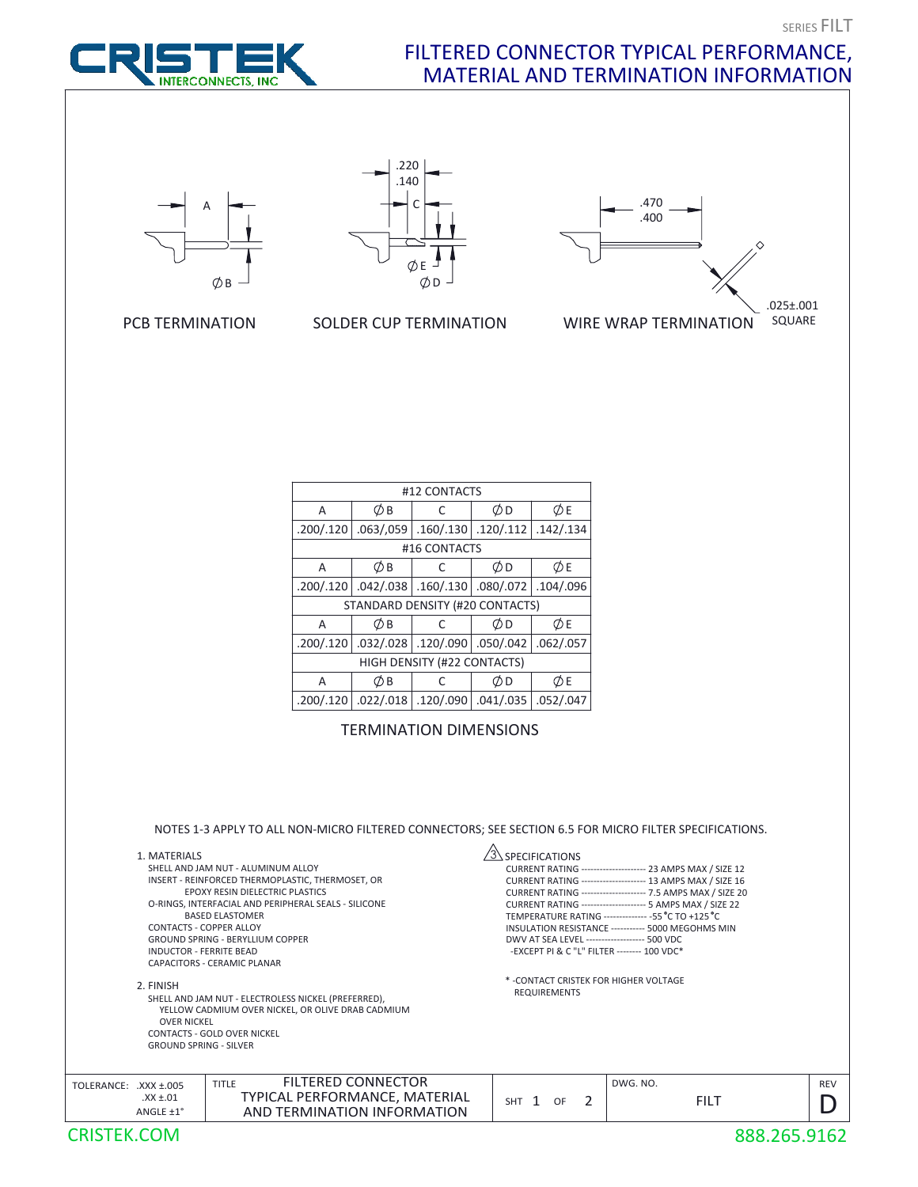SERIES FILT

# FILTERED CONNECTOR TYPICAL PERFORMANCE, MATERIAL AND TERMINATION INFORMATION

A

ØB

PCB TERMINATION

.220
.140

C

ØE

ØD

SOLDER CUP TERMINATION

.470
.400

.025±.001 SQUARE

WIRE WRAP TERMINATION

| #12 CONTACTS | | | | |
|---|---|---|---|---|
| A | ØB | C | ØD | ØE |
| .200/.120 | .063/,059 | .160/.130 | .120/.112 | .142/.134 |
| #16 CONTACTS | | | | |
| A | ØB | C | ØD | ØE |
| .200/.120 | .042/.038 | .160/.130 | .080/.072 | .104/.096 |
| STANDARD DENSITY (#20 CONTACTS) | | | | |
| A | ØB | C | ØD | ØE |
| .200/.120 | .032/.028 | .120/.090 | .050/.042 | .062/.057 |
| HIGH DENSITY (#22 CONTACTS) | | | | |
| A | ØB | C | ØD | ØE |
| .200/.120 | .022/.018 | .120/.090 | .041/.035 | .052/.047 |

TERMINATION DIMENSIONS

NOTES 1-3 APPLY TO ALL NON-MICRO FILTERED CONNECTORS; SEE SECTION 6.5 FOR MICRO FILTER SPECIFICATIONS.

1. MATERIALS
   - SHELL AND JAM NUT - ALUMINUM ALLOY
   - INSERT - REINFORCED THERMOPLASTIC, THERMOSET, OR EPOXY RESIN DIELECTRIC PLASTICS
   - O-RINGS, INTERFACIAL AND PERIPHERAL SEALS - SILICONE BASED ELASTOMER
   - CONTACTS - COPPER ALLOY
   - GROUND SPRING - BERYLLIUM COPPER
   - INDUCTOR - FERRITE BEAD
   - CAPACITORS - CERAMIC PLANAR

2. FINISH
   - SHELL AND JAM NUT - ELECTROLESS NICKEL (PREFERRED), YELLOW CADMIUM OVER NICKEL, OR OLIVE DRAB CADMIUM OVER NICKEL
   - CONTACTS - GOLD OVER NICKEL
   - GROUND SPRING - SILVER

3. SPECIFICATIONS
   - CURRENT RATING --------------------- 23 AMPS MAX / SIZE 12
   - CURRENT RATING --------------------- 13 AMPS MAX / SIZE 16
   - CURRENT RATING --------------------- 7.5 AMPS MAX / SIZE 20
   - CURRENT RATING --------------------- 5 AMPS MAX / SIZE 22
   - TEMPERATURE RATING -------------- -55°C TO +125°C
   - INSULATION RESISTANCE ----------- 5000 MEGOHMS MIN
   - DWV AT SEA LEVEL ------------------- 500 VDC
   - -EXCEPT PI & C "L" FILTER -------- 100 VDC*

   * -CONTACT CRISTEK FOR HIGHER VOLTAGE REQUIREMENTS

| TOLERANCE: .XXX ±.005 .XX ±.01 ANGLE ±1° | TITLE: FILTERED CONNECTOR TYPICAL PERFORMANCE, MATERIAL AND TERMINATION INFORMATION | SHT 1 OF 2 | DWG. NO. FILT | REV D |
|---|---|---|---|---|

CRISTEK.COM 888.265.9162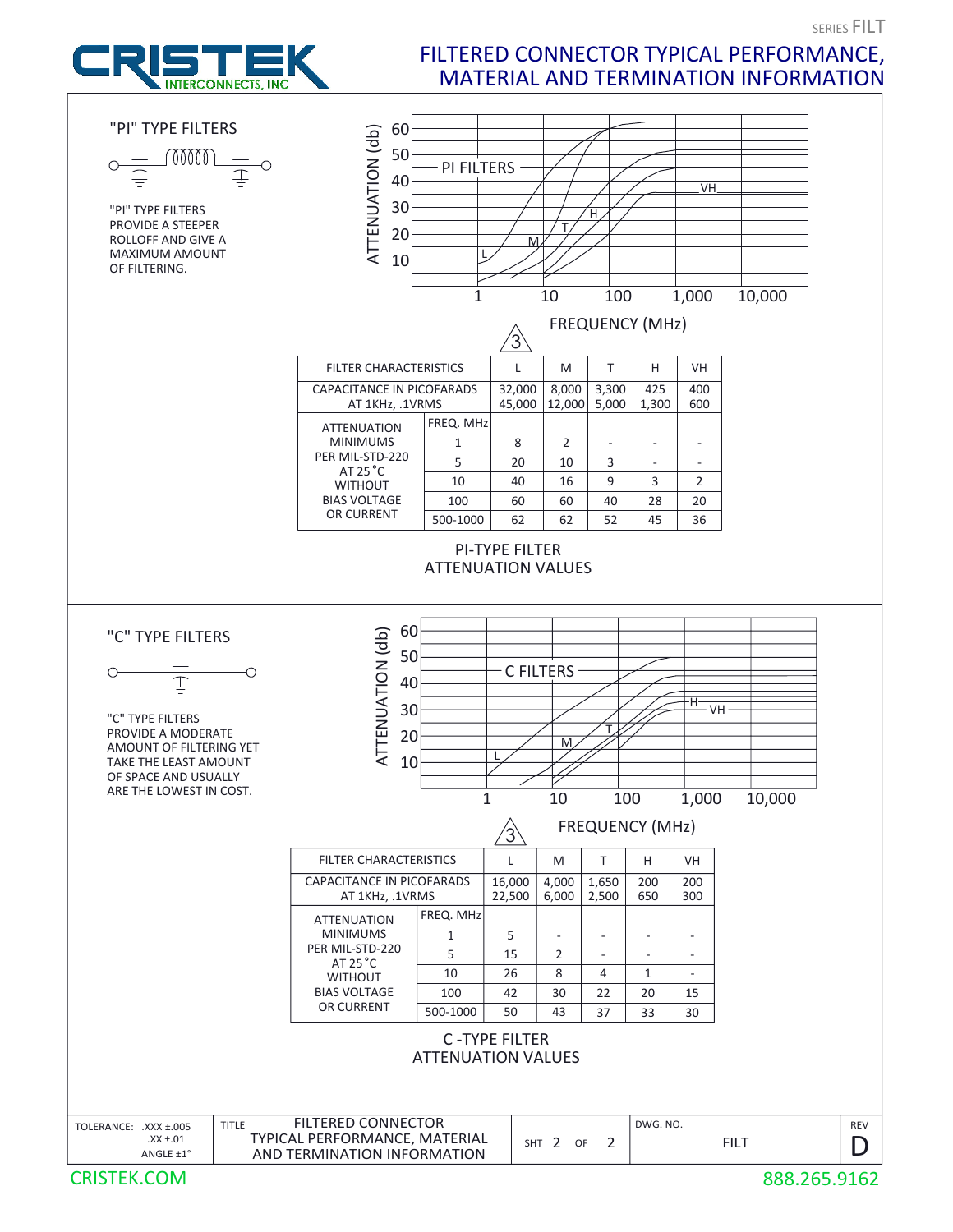# FILTERED CONNECTOR TYPICAL PERFORMANCE, MATERIAL AND TERMINATION INFORMATION

## "PI" TYPE FILTERS

"PI" TYPE FILTERS PROVIDE A STEEPER ROLLOFF AND GIVE A MAXIMUM AMOUNT OF FILTERING.

PI FILTERS

ATTENUATION (db)

60
50
40
30
20
10

L
M
T
H
VH

1
10
100
1,000
10,000

FREQUENCY (MHz)

3

| FILTER CHARACTERISTICS | | L | M | T | H | VH |
|---|---|---|---|---|---|---|
| CAPACITANCE IN PICOFARADS AT 1KHz, .1VRMS | | 32,000 45,000 | 8,000 12,000 | 3,300 5,000 | 425 1,300 | 400 600 |
| ATTENUATION MINIMUMS PER MIL-STD-220 AT 25°C WITHOUT BIAS VOLTAGE OR CURRENT | FREQ. MHz | | | | | |
| | 1 | 8 | 2 | - | - | - |
| | 5 | 20 | 10 | 3 | - | - |
| | 10 | 40 | 16 | 9 | 3 | 2 |
| | 100 | 60 | 60 | 40 | 28 | 20 |
| | 500-1000 | 62 | 62 | 52 | 45 | 36 |

PI-TYPE FILTER ATTENUATION VALUES

## "C" TYPE FILTERS

"C" TYPE FILTERS PROVIDE A MODERATE AMOUNT OF FILTERING YET TAKE THE LEAST AMOUNT OF SPACE AND USUALLY ARE THE LOWEST IN COST.

C FILTERS

ATTENUATION (db)

60
50
40
30
20
10

L
M
T
H
VH

1
10
100
1,000
10,000

FREQUENCY (MHz)

3

| FILTER CHARACTERISTICS | | L | M | T | H | VH |
|---|---|---|---|---|---|---|
| CAPACITANCE IN PICOFARADS AT 1KHz, .1VRMS | | 16,000 22,500 | 4,000 6,000 | 1,650 2,500 | 200 650 | 200 300 |
| ATTENUATION MINIMUMS PER MIL-STD-220 AT 25°C WITHOUT BIAS VOLTAGE OR CURRENT | FREQ. MHz | | | | | |
| | 1 | 5 | - | - | - | - |
| | 5 | 15 | 2 | - | - | - |
| | 10 | 26 | 8 | 4 | 1 | - |
| | 100 | 42 | 30 | 22 | 20 | 15 |
| | 500-1000 | 50 | 43 | 37 | 33 | 30 |

C -TYPE FILTER ATTENUATION VALUES

| | | | | |
|---|---|---|---|---|
| TOLERANCE: .XXX ±.005 .XX ±.01 ANGLE ±1° | TITLE FILTERED CONNECTOR TYPICAL PERFORMANCE, MATERIAL AND TERMINATION INFORMATION | SHT 2 OF 2 | DWG. NO. FILT | REV D |

CRISTEK.COM

888.265.9162